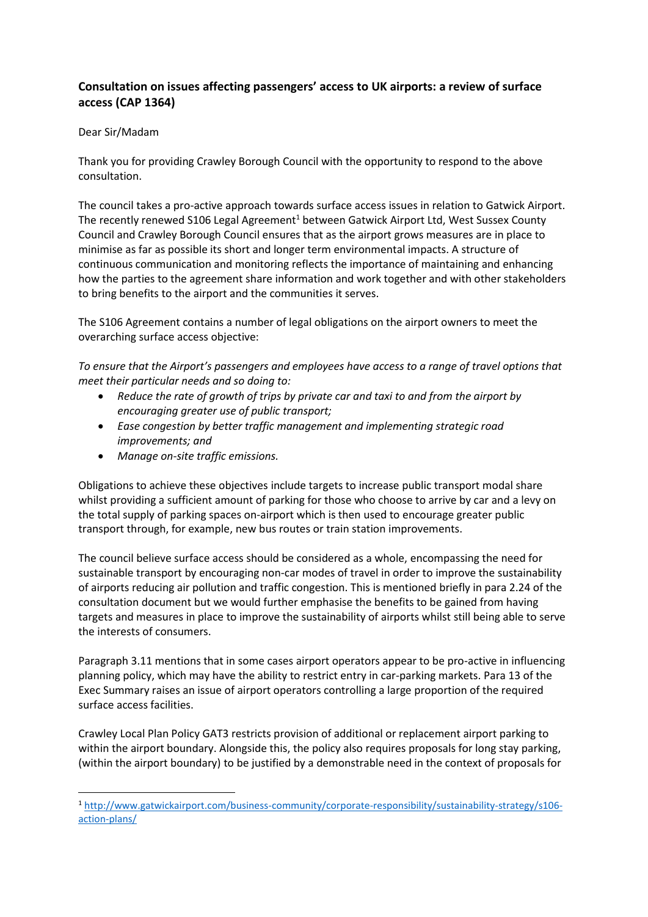**Consultation on issues affecting passengers' access to UK airports: a review of surface access (CAP 1364)**

Dear Sir/Madam

Thank you for providing Crawley Borough Council with the opportunity to respond to the above consultation.

The council takes a pro-active approach towards surface access issues in relation to Gatwick Airport. The recently renewed S106 Legal Agreement[1] between Gatwick Airport Ltd, West Sussex County Council and Crawley Borough Council ensures that as the airport grows measures are in place to minimise as far as possible its short and longer term environmental impacts. A structure of continuous communication and monitoring reflects the importance of maintaining and enhancing how the parties to the agreement share information and work together and with other stakeholders to bring benefits to the airport and the communities it serves.

The S106 Agreement contains a number of legal obligations on the airport owners to meet the overarching surface access objective:

*To ensure that the Airport's passengers and employees have access to a range of travel options that meet their particular needs and so doing to:*

- *Reduce the rate of growth of trips by private car and taxi to and from the airport by encouraging greater use of public transport;*
- *Ease congestion by better traffic management and implementing strategic road improvements; and*
- *Manage on-site traffic emissions.*

Obligations to achieve these objectives include targets to increase public transport modal share whilst providing a sufficient amount of parking for those who choose to arrive by car and a levy on the total supply of parking spaces on-airport which is then used to encourage greater public transport through, for example, new bus routes or train station improvements.

The council believe surface access should be considered as a whole, encompassing the need for sustainable transport by encouraging non-car modes of travel in order to improve the sustainability of airports reducing air pollution and traffic congestion. This is mentioned briefly in para 2.24 of the consultation document but we would further emphasise the benefits to be gained from having targets and measures in place to improve the sustainability of airports whilst still being able to serve the interests of consumers.

Paragraph 3.11 mentions that in some cases airport operators appear to be pro-active in influencing planning policy, which may have the ability to restrict entry in car-parking markets. Para 13 of the Exec Summary raises an issue of airport operators controlling a large proportion of the required surface access facilities.

Crawley Local Plan Policy GAT3 restricts provision of additional or replacement airport parking to within the airport boundary. Alongside this, the policy also requires proposals for long stay parking, (within the airport boundary) to be justified by a demonstrable need in the context of proposals for

[1] http://www.gatwickairport.com/business-community/corporate-responsibility/sustainability-strategy/s106-action-plans/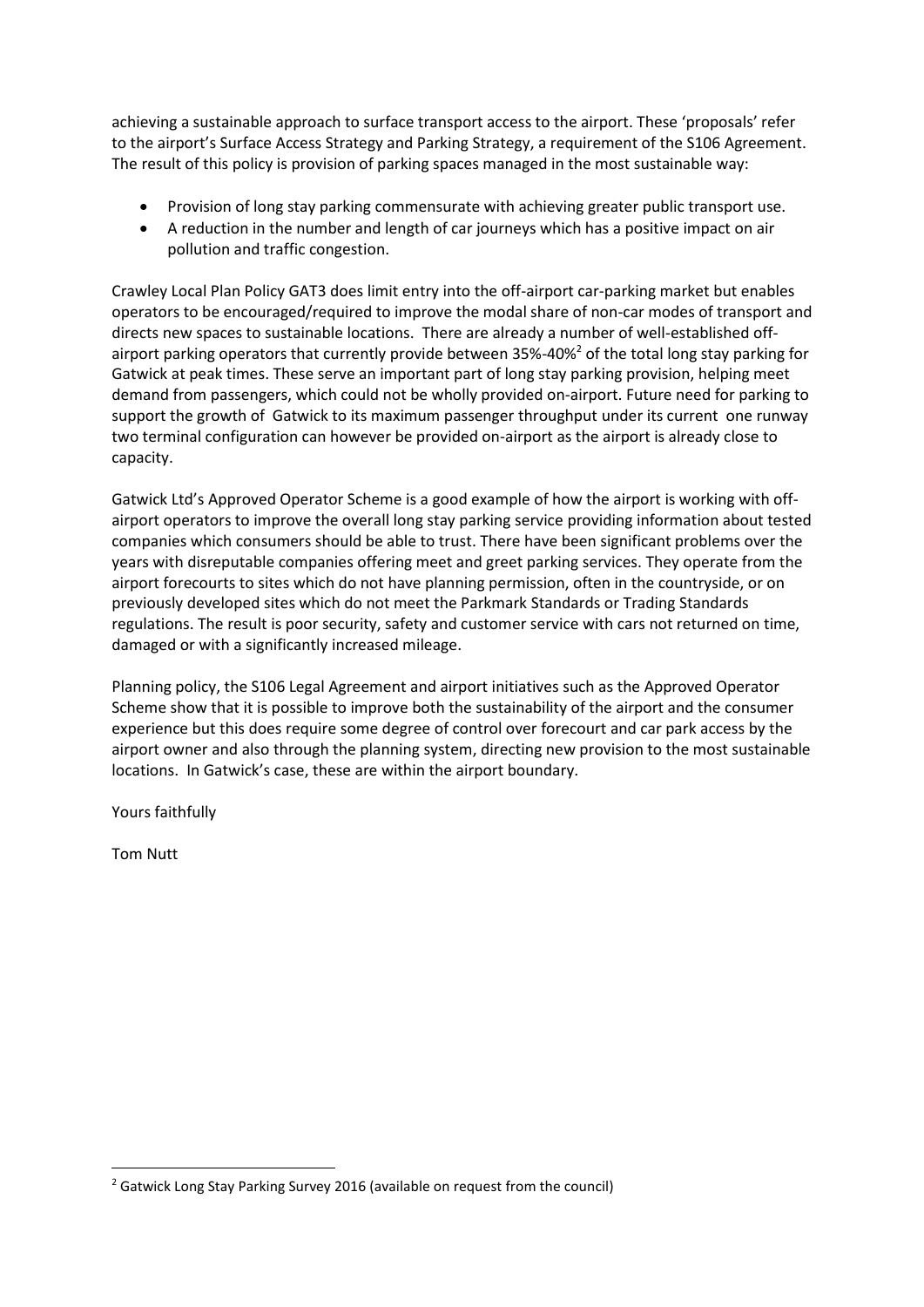achieving a sustainable approach to surface transport access to the airport. These 'proposals' refer to the airport's Surface Access Strategy and Parking Strategy, a requirement of the S106 Agreement. The result of this policy is provision of parking spaces managed in the most sustainable way:

- Provision of long stay parking commensurate with achieving greater public transport use.
- A reduction in the number and length of car journeys which has a positive impact on air pollution and traffic congestion.

Crawley Local Plan Policy GAT3 does limit entry into the off-airport car-parking market but enables operators to be encouraged/required to improve the modal share of non-car modes of transport and directs new spaces to sustainable locations. There are already a number of well-established off-airport parking operators that currently provide between 35%-40%[2] of the total long stay parking for Gatwick at peak times. These serve an important part of long stay parking provision, helping meet demand from passengers, which could not be wholly provided on-airport. Future need for parking to support the growth of Gatwick to its maximum passenger throughput under its current one runway two terminal configuration can however be provided on-airport as the airport is already close to capacity.

Gatwick Ltd's Approved Operator Scheme is a good example of how the airport is working with off-airport operators to improve the overall long stay parking service providing information about tested companies which consumers should be able to trust. There have been significant problems over the years with disreputable companies offering meet and greet parking services. They operate from the airport forecourts to sites which do not have planning permission, often in the countryside, or on previously developed sites which do not meet the Parkmark Standards or Trading Standards regulations. The result is poor security, safety and customer service with cars not returned on time, damaged or with a significantly increased mileage.

Planning policy, the S106 Legal Agreement and airport initiatives such as the Approved Operator Scheme show that it is possible to improve both the sustainability of the airport and the consumer experience but this does require some degree of control over forecourt and car park access by the airport owner and also through the planning system, directing new provision to the most sustainable locations. In Gatwick's case, these are within the airport boundary.

Yours faithfully

Tom Nutt

[2] Gatwick Long Stay Parking Survey 2016 (available on request from the council)